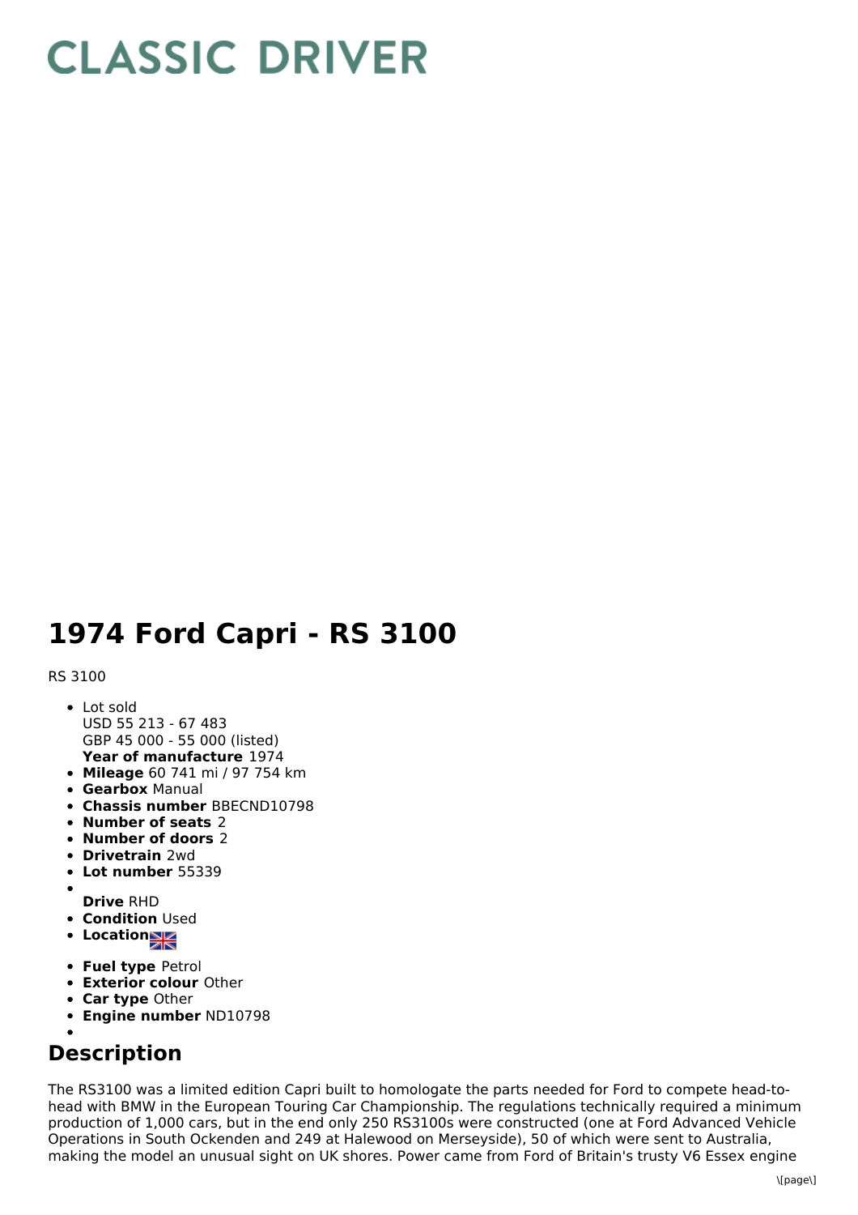# CLASSIC DRIVER

# 1974 Ford Capri - RS 3100

RS 3100

- Lot sold
  USD 55 213 - 67 483
  GBP 45 000 - 55 000 (listed)
  **Year of manufacture** 1974
- **Mileage** 60 741 mi / 97 754 km
- **Gearbox** Manual
- **Chassis number** BBECND10798
- **Number of seats** 2
- **Number of doors** 2
- **Drivetrain** 2wd
- **Lot number** 55339
- **Drive** RHD
- **Condition** Used
- **Location**
- **Fuel type** Petrol
- **Exterior colour** Other
- **Car type** Other
- **Engine number** ND10798

## Description

The RS3100 was a limited edition Capri built to homologate the parts needed for Ford to compete head-to-head with BMW in the European Touring Car Championship. The regulations technically required a minimum production of 1,000 cars, but in the end only 250 RS3100s were constructed (one at Ford Advanced Vehicle Operations in South Ockenden and 249 at Halewood on Merseyside), 50 of which were sent to Australia, making the model an unusual sight on UK shores. Power came from Ford of Britain's trusty V6 Essex engine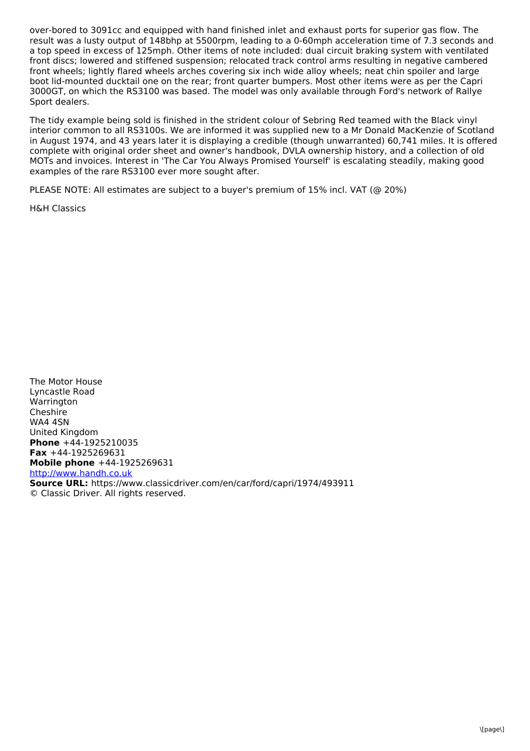over-bored to 3091cc and equipped with hand finished inlet and exhaust ports for superior gas flow. The result was a lusty output of 148bhp at 5500rpm, leading to a 0-60mph acceleration time of 7.3 seconds and a top speed in excess of 125mph. Other items of note included: dual circuit braking system with ventilated front discs; lowered and stiffened suspension; relocated track control arms resulting in negative cambered front wheels; lightly flared wheels arches covering six inch wide alloy wheels; neat chin spoiler and large boot lid-mounted ducktail one on the rear; front quarter bumpers. Most other items were as per the Capri 3000GT, on which the RS3100 was based. The model was only available through Ford's network of Rallye Sport dealers.

The tidy example being sold is finished in the strident colour of Sebring Red teamed with the Black vinyl interior common to all RS3100s. We are informed it was supplied new to a Mr Donald MacKenzie of Scotland in August 1974, and 43 years later it is displaying a credible (though unwarranted) 60,741 miles. It is offered complete with original order sheet and owner's handbook, DVLA ownership history, and a collection of old MOTs and invoices. Interest in 'The Car You Always Promised Yourself' is escalating steadily, making good examples of the rare RS3100 ever more sought after.

PLEASE NOTE: All estimates are subject to a buyer's premium of 15% incl. VAT (@ 20%)

H&H Classics

The Motor House
Lyncastle Road
Warrington
Cheshire
WA4 4SN
United Kingdom
**Phone** +44-1925210035
**Fax** +44-1925269631
**Mobile phone** +44-1925269631
http://www.handh.co.uk
**Source URL:** https://www.classicdriver.com/en/car/ford/capri/1974/493911
© Classic Driver. All rights reserved.